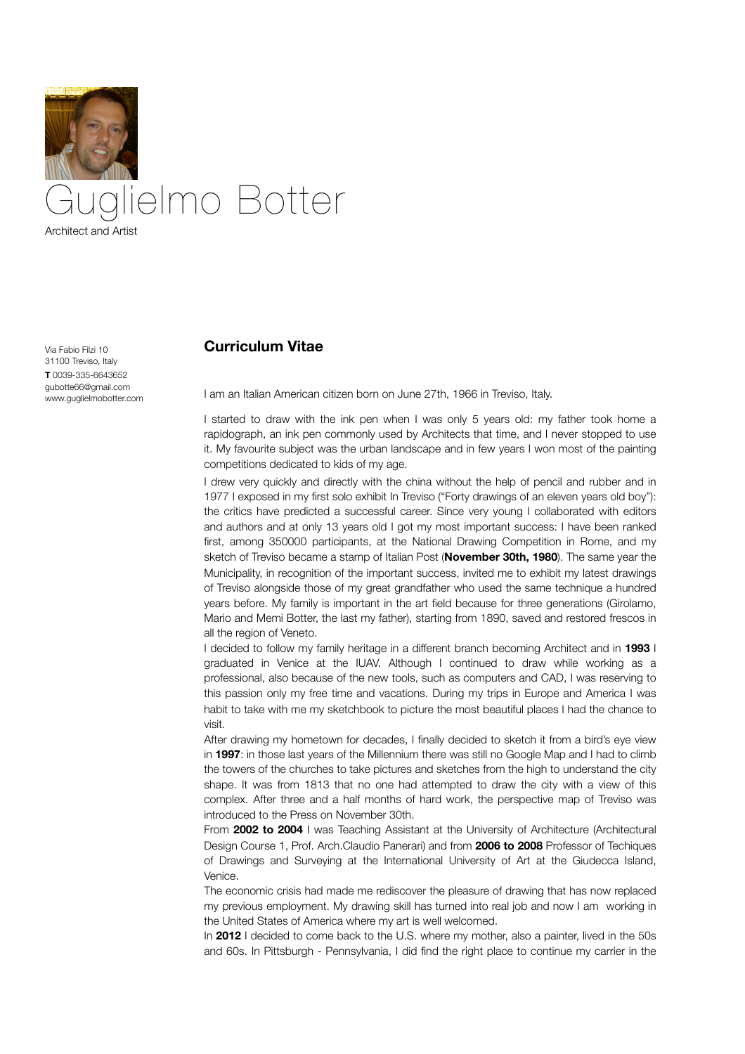# Guglielmo Botter

Architect and Artist

Via Fabio Filzi 10
31100 Treviso, Italy
**T** 0039-335-6643652
gubotte66@gmail.com
www.guglielmobotter.com

## Curriculum Vitae

I am an Italian American citizen born on June 27th, 1966 in Treviso, Italy.

I started to draw with the ink pen when I was only 5 years old: my father took home a rapidograph, an ink pen commonly used by Architects that time, and I never stopped to use it. My favourite subject was the urban landscape and in few years I won most of the painting competitions dedicated to kids of my age.

I drew very quickly and directly with the china without the help of pencil and rubber and in 1977 I exposed in my first solo exhibit In Treviso ("Forty drawings of an eleven years old boy"): the critics have predicted a successful career. Since very young I collaborated with editors and authors and at only 13 years old I got my most important success: I have been ranked first, among 350000 participants, at the National Drawing Competition in Rome, and my sketch of Treviso became a stamp of Italian Post (**November 30th, 1980**). The same year the Municipality, in recognition of the important success, invited me to exhibit my latest drawings of Treviso alongside those of my great grandfather who used the same technique a hundred years before. My family is important in the art field because for three generations (Girolamo, Mario and Memi Botter, the last my father), starting from 1890, saved and restored frescos in all the region of Veneto.

I decided to follow my family heritage in a different branch becoming Architect and in **1993** I graduated in Venice at the IUAV. Although I continued to draw while working as a professional, also because of the new tools, such as computers and CAD, I was reserving to this passion only my free time and vacations. During my trips in Europe and America I was habit to take with me my sketchbook to picture the most beautiful places I had the chance to visit.

After drawing my hometown for decades, I finally decided to sketch it from a bird's eye view in **1997**: in those last years of the Millennium there was still no Google Map and I had to climb the towers of the churches to take pictures and sketches from the high to understand the city shape. It was from 1813 that no one had attempted to draw the city with a view of this complex. After three and a half months of hard work, the perspective map of Treviso was introduced to the Press on November 30th.

From **2002 to 2004** I was Teaching Assistant at the University of Architecture (Architectural Design Course 1, Prof. Arch.Claudio Panerari) and from **2006 to 2008** Professor of Techiques of Drawings and Surveying at the International University of Art at the Giudecca Island, Venice.

The economic crisis had made me rediscover the pleasure of drawing that has now replaced my previous employment. My drawing skill has turned into real job and now I am working in the United States of America where my art is well welcomed.

In **2012** I decided to come back to the U.S. where my mother, also a painter, lived in the 50s and 60s. In Pittsburgh - Pennsylvania, I did find the right place to continue my carrier in the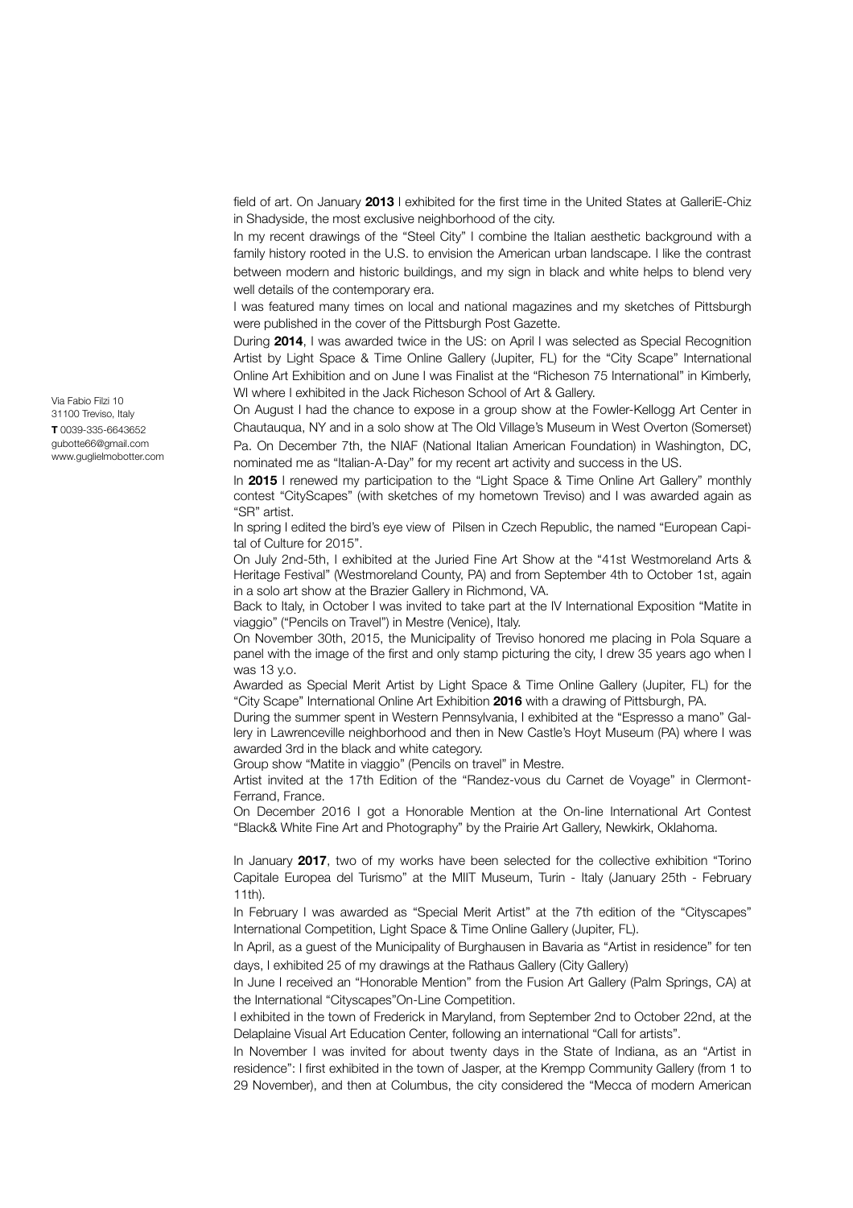field of art. On January **2013** I exhibited for the first time in the United States at GalleriE-Chiz in Shadyside, the most exclusive neighborhood of the city.

In my recent drawings of the "Steel City" I combine the Italian aesthetic background with a family history rooted in the U.S. to envision the American urban landscape. I like the contrast between modern and historic buildings, and my sign in black and white helps to blend very well details of the contemporary era.

I was featured many times on local and national magazines and my sketches of Pittsburgh were published in the cover of the Pittsburgh Post Gazette.

During **2014**, I was awarded twice in the US: on April I was selected as Special Recognition Artist by Light Space & Time Online Gallery (Jupiter, FL) for the "City Scape" International Online Art Exhibition and on June I was Finalist at the "Richeson 75 International" in Kimberly, WI where I exhibited in the Jack Richeson School of Art & Gallery.

Via Fabio Filzi 10
31100 Treviso, Italy
**T** 0039-335-6643652
gubotte66@gmail.com
www.guglielmobotter.com

On August I had the chance to expose in a group show at the Fowler-Kellogg Art Center in Chautauqua, NY and in a solo show at The Old Village's Museum in West Overton (Somerset) Pa. On December 7th, the NIAF (National Italian American Foundation) in Washington, DC, nominated me as "Italian-A-Day" for my recent art activity and success in the US.

In **2015** I renewed my participation to the "Light Space & Time Online Art Gallery" monthly contest "CityScapes" (with sketches of my hometown Treviso) and I was awarded again as "SR" artist.

In spring I edited the bird's eye view of Pilsen in Czech Republic, the named "European Capital of Culture for 2015".

On July 2nd-5th, I exhibited at the Juried Fine Art Show at the "41st Westmoreland Arts & Heritage Festival" (Westmoreland County, PA) and from September 4th to October 1st, again in a solo art show at the Brazier Gallery in Richmond, VA.

Back to Italy, in October I was invited to take part at the IV International Exposition "Matite in viaggio" ("Pencils on Travel") in Mestre (Venice), Italy.

On November 30th, 2015, the Municipality of Treviso honored me placing in Pola Square a panel with the image of the first and only stamp picturing the city, I drew 35 years ago when I was 13 y.o.

Awarded as Special Merit Artist by Light Space & Time Online Gallery (Jupiter, FL) for the "City Scape" International Online Art Exhibition **2016** with a drawing of Pittsburgh, PA.

During the summer spent in Western Pennsylvania, I exhibited at the "Espresso a mano" Gallery in Lawrenceville neighborhood and then in New Castle's Hoyt Museum (PA) where I was awarded 3rd in the black and white category.

Group show "Matite in viaggio" (Pencils on travel" in Mestre.

Artist invited at the 17th Edition of the "Randez-vous du Carnet de Voyage" in Clermont-Ferrand, France.

On December 2016 I got a Honorable Mention at the On-line International Art Contest "Black& White Fine Art and Photography" by the Prairie Art Gallery, Newkirk, Oklahoma.

In January **2017**, two of my works have been selected for the collective exhibition "Torino Capitale Europea del Turismo" at the MIIT Museum, Turin - Italy (January 25th - February 11th).

In February I was awarded as "Special Merit Artist" at the 7th edition of the "Cityscapes" International Competition, Light Space & Time Online Gallery (Jupiter, FL).

In April, as a guest of the Municipality of Burghausen in Bavaria as "Artist in residence" for ten days, I exhibited 25 of my drawings at the Rathaus Gallery (City Gallery)

In June I received an "Honorable Mention" from the Fusion Art Gallery (Palm Springs, CA) at the International "Cityscapes"On-Line Competition.

I exhibited in the town of Frederick in Maryland, from September 2nd to October 22nd, at the Delaplaine Visual Art Education Center, following an international "Call for artists".

In November I was invited for about twenty days in the State of Indiana, as an "Artist in residence": I first exhibited in the town of Jasper, at the Krempp Community Gallery (from 1 to 29 November), and then at Columbus, the city considered the "Mecca of modern American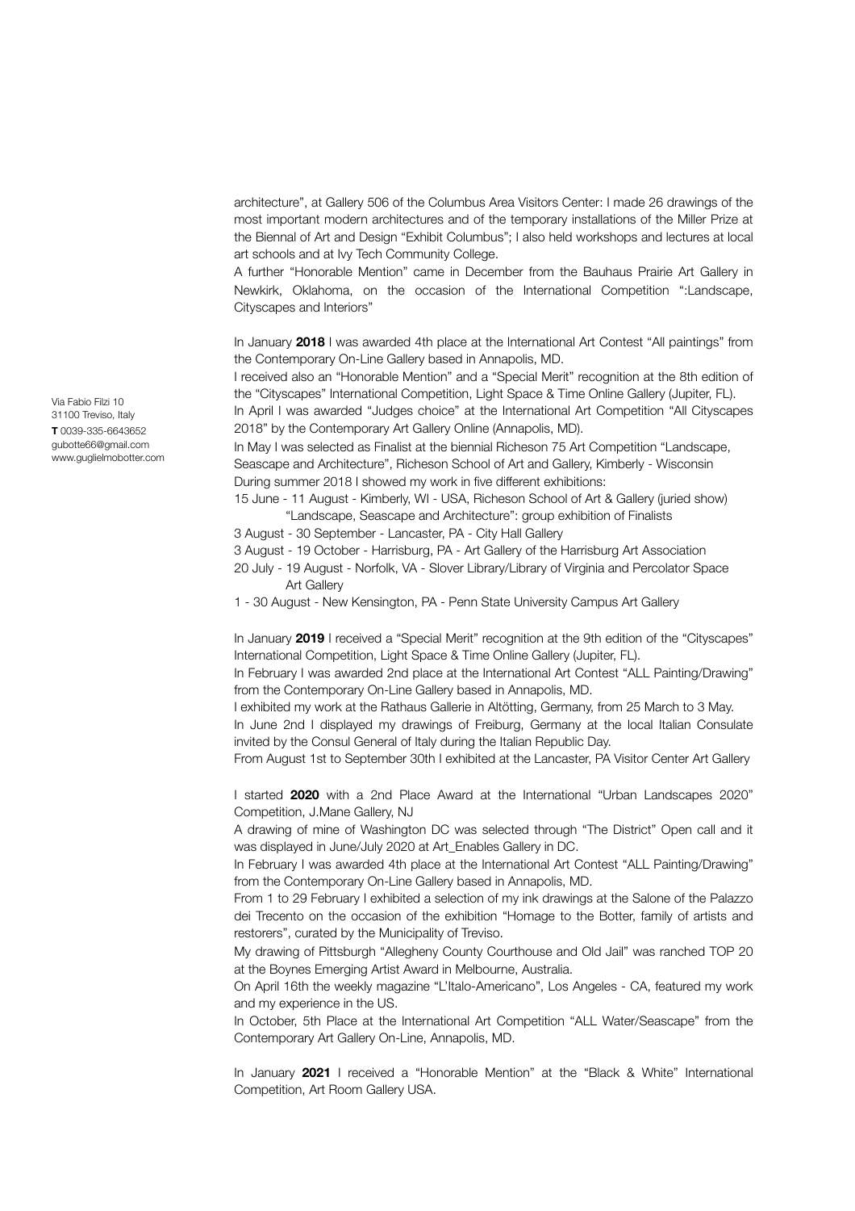architecture", at Gallery 506 of the Columbus Area Visitors Center: I made 26 drawings of the most important modern architectures and of the temporary installations of the Miller Prize at the Biennal of Art and Design "Exhibit Columbus"; I also held workshops and lectures at local art schools and at Ivy Tech Community College.

A further "Honorable Mention" came in December from the Bauhaus Prairie Art Gallery in Newkirk, Oklahoma, on the occasion of the International Competition ":Landscape, Cityscapes and Interiors"

Via Fabio Filzi 10
31100 Treviso, Italy
**T** 0039-335-6643652
gubotte66@gmail.com
www.guglielmobotter.com

In January **2018** I was awarded 4th place at the International Art Contest "All paintings" from the Contemporary On-Line Gallery based in Annapolis, MD.

I received also an "Honorable Mention" and a "Special Merit" recognition at the 8th edition of the "Cityscapes" International Competition, Light Space & Time Online Gallery (Jupiter, FL).

In April I was awarded "Judges choice" at the International Art Competition "All Cityscapes 2018" by the Contemporary Art Gallery Online (Annapolis, MD).

In May I was selected as Finalist at the biennial Richeson 75 Art Competition "Landscape, Seascape and Architecture", Richeson School of Art and Gallery, Kimberly - Wisconsin

During summer 2018 I showed my work in five different exhibitions:

15 June - 11 August - Kimberly, WI - USA, Richeson School of Art & Gallery (juried show)
"Landscape, Seascape and Architecture": group exhibition of Finalists

3 August - 30 September - Lancaster, PA - City Hall Gallery

3 August - 19 October - Harrisburg, PA - Art Gallery of the Harrisburg Art Association

20 July - 19 August - Norfolk, VA - Slover Library/Library of Virginia and Percolator Space Art Gallery

1 - 30 August - New Kensington, PA - Penn State University Campus Art Gallery

In January **2019** I received a "Special Merit" recognition at the 9th edition of the "Cityscapes" International Competition, Light Space & Time Online Gallery (Jupiter, FL).

In February I was awarded 2nd place at the International Art Contest "ALL Painting/Drawing" from the Contemporary On-Line Gallery based in Annapolis, MD.

I exhibited my work at the Rathaus Gallerie in Altötting, Germany, from 25 March to 3 May.

In June 2nd I displayed my drawings of Freiburg, Germany at the local Italian Consulate invited by the Consul General of Italy during the Italian Republic Day.

From August 1st to September 30th I exhibited at the Lancaster, PA Visitor Center Art Gallery

I started **2020** with a 2nd Place Award at the International "Urban Landscapes 2020" Competition, J.Mane Gallery, NJ

A drawing of mine of Washington DC was selected through "The District" Open call and it was displayed in June/July 2020 at Art_Enables Gallery in DC.

In February I was awarded 4th place at the International Art Contest "ALL Painting/Drawing" from the Contemporary On-Line Gallery based in Annapolis, MD.

From 1 to 29 February I exhibited a selection of my ink drawings at the Salone of the Palazzo dei Trecento on the occasion of the exhibition "Homage to the Botter, family of artists and restorers", curated by the Municipality of Treviso.

My drawing of Pittsburgh "Allegheny County Courthouse and Old Jail" was ranched TOP 20 at the Boynes Emerging Artist Award in Melbourne, Australia.

On April 16th the weekly magazine "L'Italo-Americano", Los Angeles - CA, featured my work and my experience in the US.

In October, 5th Place at the International Art Competition "ALL Water/Seascape" from the Contemporary Art Gallery On-Line, Annapolis, MD.

In January **2021** I received a "Honorable Mention" at the "Black & White" International Competition, Art Room Gallery USA.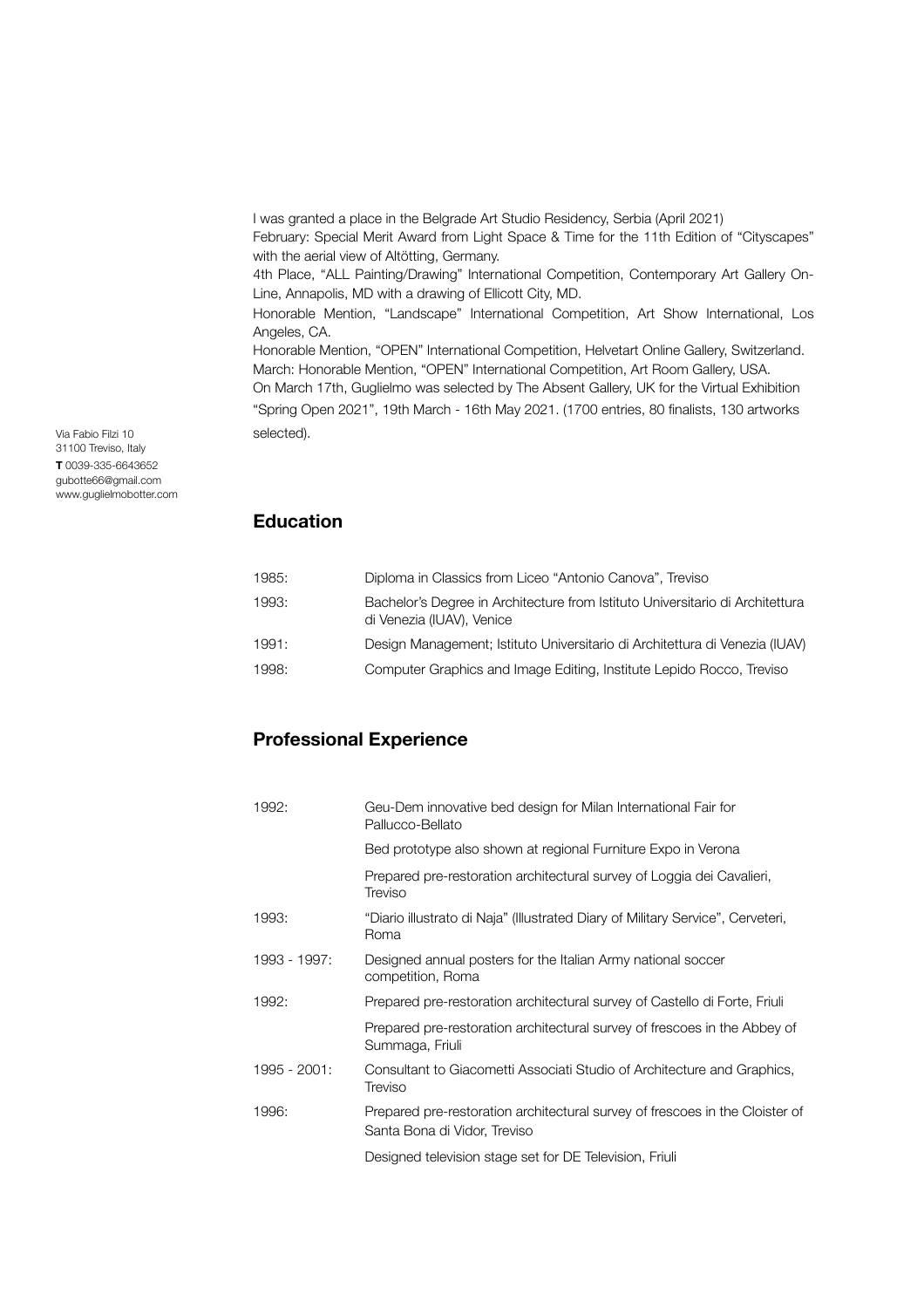I was granted a place in the Belgrade Art Studio Residency, Serbia (April 2021)
February: Special Merit Award from Light Space & Time for the 11th Edition of "Cityscapes" with the aerial view of Altötting, Germany.
4th Place, "ALL Painting/Drawing" International Competition, Contemporary Art Gallery On-Line, Annapolis, MD with a drawing of Ellicott City, MD.
Honorable Mention, "Landscape" International Competition, Art Show International, Los Angeles, CA.
Honorable Mention, "OPEN" International Competition, Helvetart Online Gallery, Switzerland.
March: Honorable Mention, "OPEN" International Competition, Art Room Gallery, USA.
On March 17th, Guglielmo was selected by The Absent Gallery, UK for the Virtual Exhibition "Spring Open 2021", 19th March - 16th May 2021. (1700 entries, 80 finalists, 130 artworks selected).

Via Fabio Filzi 10
31100 Treviso, Italy
**T** 0039-335-6643652
gubotte66@gmail.com
www.guglielmobotter.com

## Education

| | |
|---|---|
| 1985: | Diploma in Classics from Liceo "Antonio Canova", Treviso |
| 1993: | Bachelor's Degree in Architecture from Istituto Universitario di Architettura di Venezia (IUAV), Venice |
| 1991: | Design Management; Istituto Universitario di Architettura di Venezia (IUAV) |
| 1998: | Computer Graphics and Image Editing, Institute Lepido Rocco, Treviso |

## Professional Experience

| | |
|---|---|
| 1992: | Geu-Dem innovative bed design for Milan International Fair for Pallucco-Bellato |
| | Bed prototype also shown at regional Furniture Expo in Verona |
| | Prepared pre-restoration architectural survey of Loggia dei Cavalieri, Treviso |
| 1993: | "Diario illustrato di Naja" (Illustrated Diary of Military Service", Cerveteri, Roma |
| 1993 - 1997: | Designed annual posters for the Italian Army national soccer competition, Roma |
| 1992: | Prepared pre-restoration architectural survey of Castello di Forte, Friuli |
| | Prepared pre-restoration architectural survey of frescoes in the Abbey of Summaga, Friuli |
| 1995 - 2001: | Consultant to Giacometti Associati Studio of Architecture and Graphics, Treviso |
| 1996: | Prepared pre-restoration architectural survey of frescoes in the Cloister of Santa Bona di Vidor, Treviso |
| | Designed television stage set for DE Television, Friuli |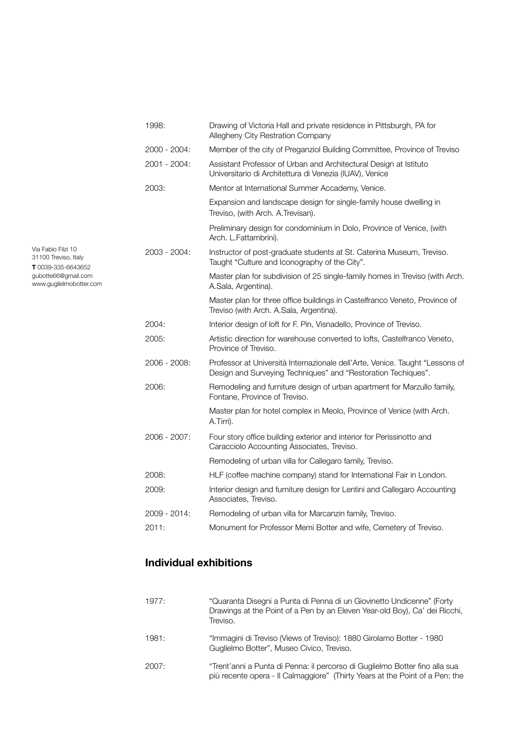Via Fabio Filzi 10
31100 Treviso, Italy
**T** 0039-335-6643652
gubotte66@gmail.com
www.guglielmobotter.com

| | |
|---|---|
| 1998: | Drawing of Victoria Hall and private residence in Pittsburgh, PA for Allegheny City Restration Company |
| 2000 - 2004: | Member of the city of Preganziol Building Committee, Province of Treviso |
| 2001 - 2004: | Assistant Professor of Urban and Architectural Design at Istituto Universitario di Architettura di Venezia (IUAV), Venice |
| 2003: | Mentor at International Summer Accademy, Venice. |
| | Expansion and landscape design for single-family house dwelling in Treviso, (with Arch. A.Trevisan). |
| | Preliminary design for condominium in Dolo, Province of Venice, (with Arch. L.Fattambrini). |
| 2003 - 2004: | Instructor of post-graduate students at St. Caterina Museum, Treviso. Taught “Culture and Iconography of the City”. |
| | Master plan for subdivision of 25 single-family homes in Treviso (with Arch. A.Sala, Argentina). |
| | Master plan for three office buildings in Castelfranco Veneto, Province of Treviso (with Arch. A.Sala, Argentina). |
| 2004: | Interior design of loft for F. Pin, Visnadello, Province of Treviso. |
| 2005: | Artistic direction for warehouse converted to lofts, Castelfranco Veneto, Province of Treviso. |
| 2006 - 2008: | Professor at Università Internazionale dell’Arte, Venice. Taught “Lessons of Design and Surveying Techniques” and “Restoration Techiques”. |
| 2006: | Remodeling and furniture design of urban apartment for Marzullo family, Fontane, Province of Treviso. |
| | Master plan for hotel complex in Meolo, Province of Venice (with Arch. A.Tirri). |
| 2006 - 2007: | Four story office building exterior and interior for Perissinotto and Caracciolo Accounting Associates, Treviso. |
| | Remodeling of urban villa for Callegaro family, Treviso. |
| 2008: | HLF (coffee machine company) stand for International Fair in London. |
| 2009: | Interior design and furniture design for Lentini and Callegaro Accounting Associates, Treviso. |
| 2009 - 2014: | Remodeling of urban villa for Marcanzin family, Treviso. |
| 2011: | Monument for Professor Memi Botter and wife, Cemetery of Treviso. |

## Individual exhibitions

| | |
|---|---|
| 1977: | “Quaranta Disegni a Punta di Penna di un Giovinetto Undicenne” (Forty Drawings at the Point of a Pen by an Eleven Year-old Boy), Ca’ dei Ricchi, Treviso. |
| 1981: | “Immagini di Treviso (Views of Treviso): 1880 Girolamo Botter - 1980 Guglielmo Botter”, Museo Civico, Treviso. |
| 2007: | “Trent’anni a Punta di Penna: il percorso di Guglielmo Botter fino alla sua più recente opera - Il Calmaggiore” (Thirty Years at the Point of a Pen: the |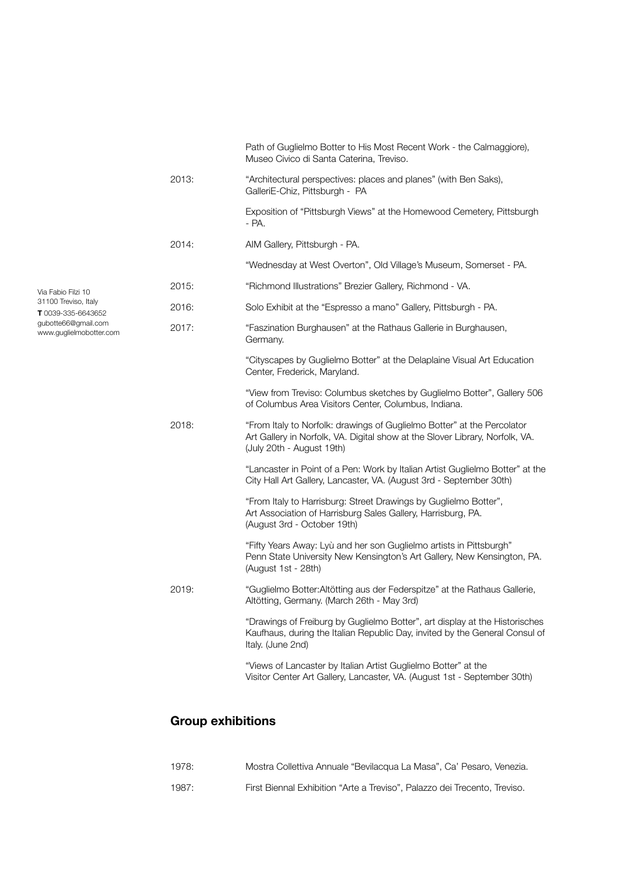Path of Guglielmo Botter to His Most Recent Work - the Calmaggiore), Museo Civico di Santa Caterina, Treviso.

2013: "Architectural perspectives: places and planes" (with Ben Saks), GalleriE-Chiz, Pittsburgh - PA

Exposition of "Pittsburgh Views" at the Homewood Cemetery, Pittsburgh - PA.

2014: AIM Gallery, Pittsburgh - PA.

"Wednesday at West Overton", Old Village's Museum, Somerset - PA.

2015: "Richmond Illustrations" Brezier Gallery, Richmond - VA.

2016: Solo Exhibit at the "Espresso a mano" Gallery, Pittsburgh - PA.

2017: "Faszination Burghausen" at the Rathaus Gallerie in Burghausen, Germany.

"Cityscapes by Guglielmo Botter" at the Delaplaine Visual Art Education Center, Frederick, Maryland.

"View from Treviso: Columbus sketches by Guglielmo Botter", Gallery 506 of Columbus Area Visitors Center, Columbus, Indiana.

2018: "From Italy to Norfolk: drawings of Guglielmo Botter" at the Percolator Art Gallery in Norfolk, VA. Digital show at the Slover Library, Norfolk, VA. (July 20th - August 19th)

"Lancaster in Point of a Pen: Work by Italian Artist Guglielmo Botter" at the City Hall Art Gallery, Lancaster, VA. (August 3rd - September 30th)

"From Italy to Harrisburg: Street Drawings by Guglielmo Botter", Art Association of Harrisburg Sales Gallery, Harrisburg, PA. (August 3rd - October 19th)

"Fifty Years Away: Lyù and her son Guglielmo artists in Pittsburgh" Penn State University New Kensington's Art Gallery, New Kensington, PA. (August 1st - 28th)

2019: "Guglielmo Botter:Altötting aus der Federspitze" at the Rathaus Gallerie, Altötting, Germany. (March 26th - May 3rd)

"Drawings of Freiburg by Guglielmo Botter", art display at the Historisches Kaufhaus, during the Italian Republic Day, invited by the General Consul of Italy. (June 2nd)

"Views of Lancaster by Italian Artist Guglielmo Botter" at the Visitor Center Art Gallery, Lancaster, VA. (August 1st - September 30th)

Via Fabio Filzi 10
31100 Treviso, Italy
**T** 0039-335-6643652
gubotte66@gmail.com
www.guglielmobotter.com

## Group exhibitions

1978: Mostra Collettiva Annuale "Bevilacqua La Masa", Ca' Pesaro, Venezia.

1987: First Biennal Exhibition "Arte a Treviso", Palazzo dei Trecento, Treviso.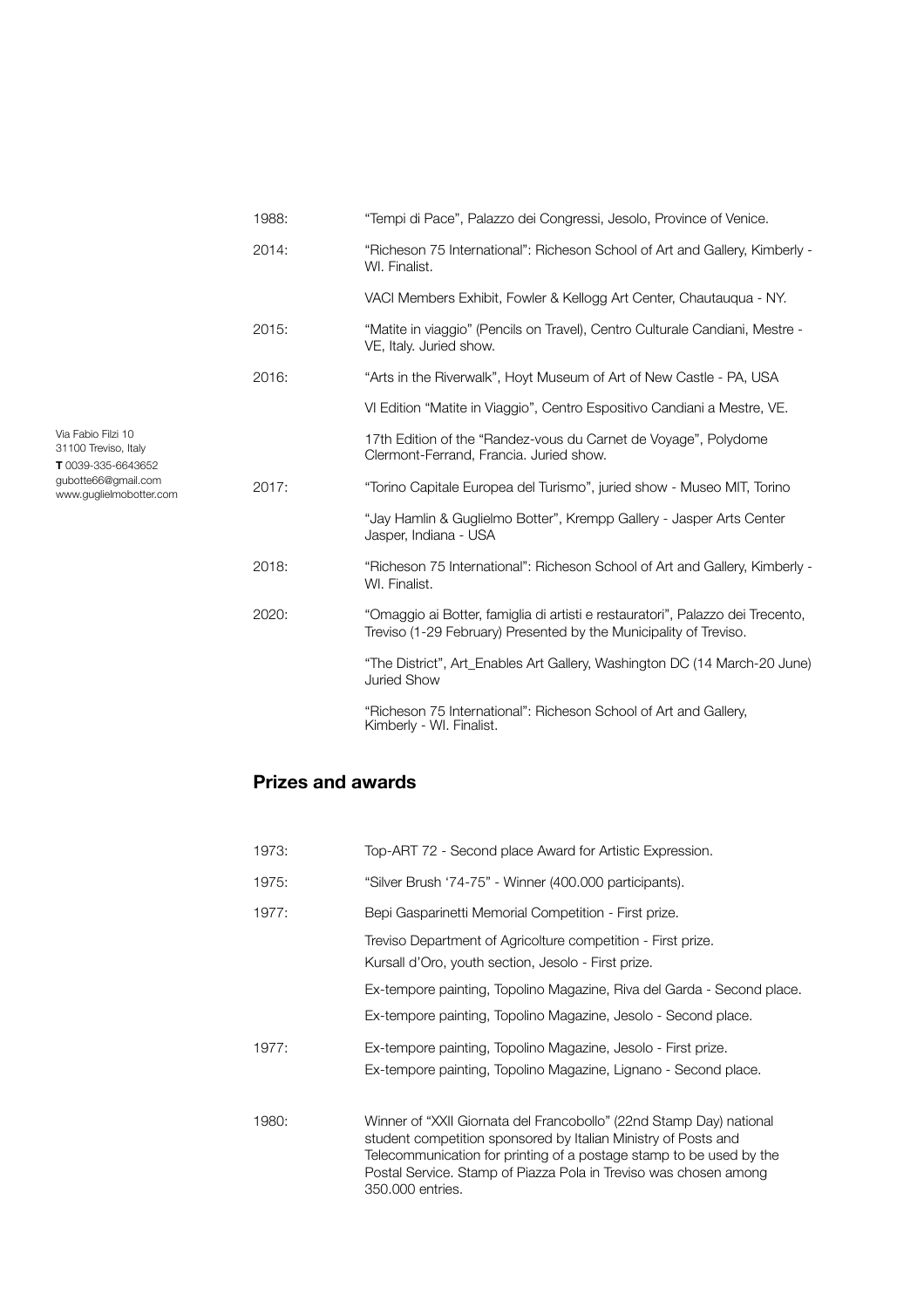| | |
|---|---|
| 1988: | "Tempi di Pace", Palazzo dei Congressi, Jesolo, Province of Venice. |
| 2014: | "Richeson 75 International": Richeson School of Art and Gallery, Kimberly - WI. Finalist. |
| | VACI Members Exhibit, Fowler & Kellogg Art Center, Chautauqua - NY. |
| 2015: | "Matite in viaggio" (Pencils on Travel), Centro Culturale Candiani, Mestre - VE, Italy. Juried show. |
| 2016: | "Arts in the Riverwalk", Hoyt Museum of Art of New Castle - PA, USA |
| | VI Edition "Matite in Viaggio", Centro Espositivo Candiani a Mestre, VE. |
| | 17th Edition of the "Randez-vous du Carnet de Voyage", Polydome Clermont-Ferrand, Francia. Juried show. |
| 2017: | "Torino Capitale Europea del Turismo", juried show - Museo MIT, Torino |
| | "Jay Hamlin & Guglielmo Botter", Krempp Gallery - Jasper Arts Center Jasper, Indiana - USA |
| 2018: | "Richeson 75 International": Richeson School of Art and Gallery, Kimberly - WI. Finalist. |
| 2020: | "Omaggio ai Botter, famiglia di artisti e restauratori", Palazzo dei Trecento, Treviso (1-29 February) Presented by the Municipality of Treviso. |
| | "The District", Art_Enables Art Gallery, Washington DC (14 March-20 June) Juried Show |
| | "Richeson 75 International": Richeson School of Art and Gallery, Kimberly - WI. Finalist. |

Via Fabio Filzi 10
31100 Treviso, Italy
**T** 0039-335-6643652
gubotte66@gmail.com
www.guglielmobotter.com

## Prizes and awards

| | |
|---|---|
| 1973: | Top-ART 72 - Second place Award for Artistic Expression. |
| 1975: | "Silver Brush '74-75" - Winner (400.000 participants). |
| 1977: | Bepi Gasparinetti Memorial Competition - First prize. |
| | Treviso Department of Agricolture competition - First prize. Kursall d'Oro, youth section, Jesolo - First prize. |
| | Ex-tempore painting, Topolino Magazine, Riva del Garda - Second place. |
| | Ex-tempore painting, Topolino Magazine, Jesolo - Second place. |
| 1977: | Ex-tempore painting, Topolino Magazine, Jesolo - First prize. Ex-tempore painting, Topolino Magazine, Lignano - Second place. |
| 1980: | Winner of "XXII Giornata del Francobollo" (22nd Stamp Day) national student competition sponsored by Italian Ministry of Posts and Telecommunication for printing of a postage stamp to be used by the Postal Service. Stamp of Piazza Pola in Treviso was chosen among 350.000 entries. |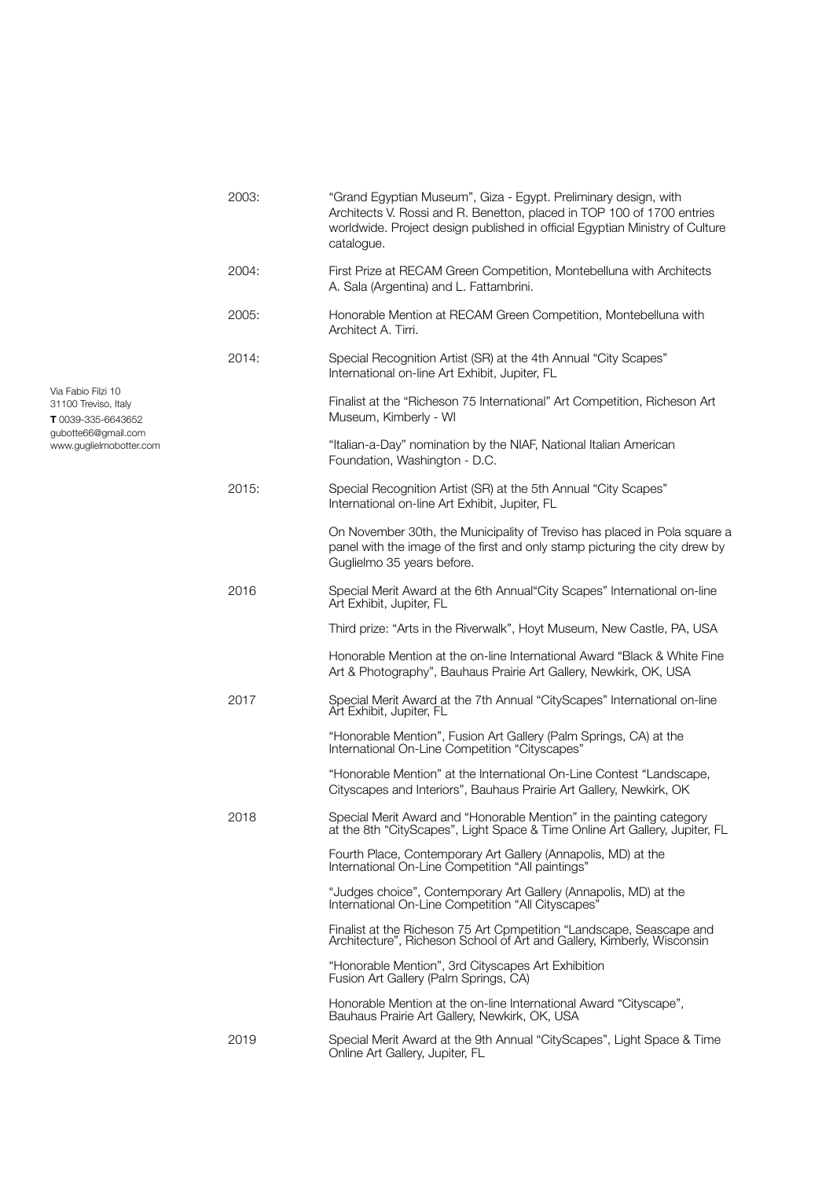Via Fabio Filzi 10
31100 Treviso, Italy
**T** 0039-335-6643652
gubotte66@gmail.com
www.guglielmobotter.com

| | |
|---|---|
| 2003: | "Grand Egyptian Museum", Giza - Egypt. Preliminary design, with Architects V. Rossi and R. Benetton, placed in TOP 100 of 1700 entries worldwide. Project design published in official Egyptian Ministry of Culture catalogue. |
| 2004: | First Prize at RECAM Green Competition, Montebelluna with Architects A. Sala (Argentina) and L. Fattambrini. |
| 2005: | Honorable Mention at RECAM Green Competition, Montebelluna with Architect A. Tirri. |
| 2014: | Special Recognition Artist (SR) at the 4th Annual "City Scapes" International on-line Art Exhibit, Jupiter, FL |
| | Finalist at the "Richeson 75 International" Art Competition, Richeson Art Museum, Kimberly - WI |
| | "Italian-a-Day" nomination by the NIAF, National Italian American Foundation, Washington - D.C. |
| 2015: | Special Recognition Artist (SR) at the 5th Annual "City Scapes" International on-line Art Exhibit, Jupiter, FL |
| | On November 30th, the Municipality of Treviso has placed in Pola square a panel with the image of the first and only stamp picturing the city drew by Guglielmo 35 years before. |
| 2016 | Special Merit Award at the 6th Annual"City Scapes" International on-line Art Exhibit, Jupiter, FL |
| | Third prize: "Arts in the Riverwalk", Hoyt Museum, New Castle, PA, USA |
| | Honorable Mention at the on-line International Award "Black & White Fine Art & Photography", Bauhaus Prairie Art Gallery, Newkirk, OK, USA |
| 2017 | Special Merit Award at the 7th Annual "CityScapes" International on-line Art Exhibit, Jupiter, FL |
| | "Honorable Mention", Fusion Art Gallery (Palm Springs, CA) at the International On-Line Competition "Cityscapes" |
| | "Honorable Mention" at the International On-Line Contest "Landscape, Cityscapes and Interiors", Bauhaus Prairie Art Gallery, Newkirk, OK |
| 2018 | Special Merit Award and "Honorable Mention" in the painting category at the 8th "CityScapes", Light Space & Time Online Art Gallery, Jupiter, FL |
| | Fourth Place, Contemporary Art Gallery (Annapolis, MD) at the International On-Line Competition "All paintings" |
| | "Judges choice", Contemporary Art Gallery (Annapolis, MD) at the International On-Line Competition "All Cityscapes" |
| | Finalist at the Richeson 75 Art Cpmpetition "Landscape, Seascape and Architecture", Richeson School of Art and Gallery, Kimberly, Wisconsin |
| | "Honorable Mention", 3rd Cityscapes Art Exhibition Fusion Art Gallery (Palm Springs, CA) |
| | Honorable Mention at the on-line International Award "Cityscape", Bauhaus Prairie Art Gallery, Newkirk, OK, USA |
| 2019 | Special Merit Award at the 9th Annual "CityScapes", Light Space & Time Online Art Gallery, Jupiter, FL |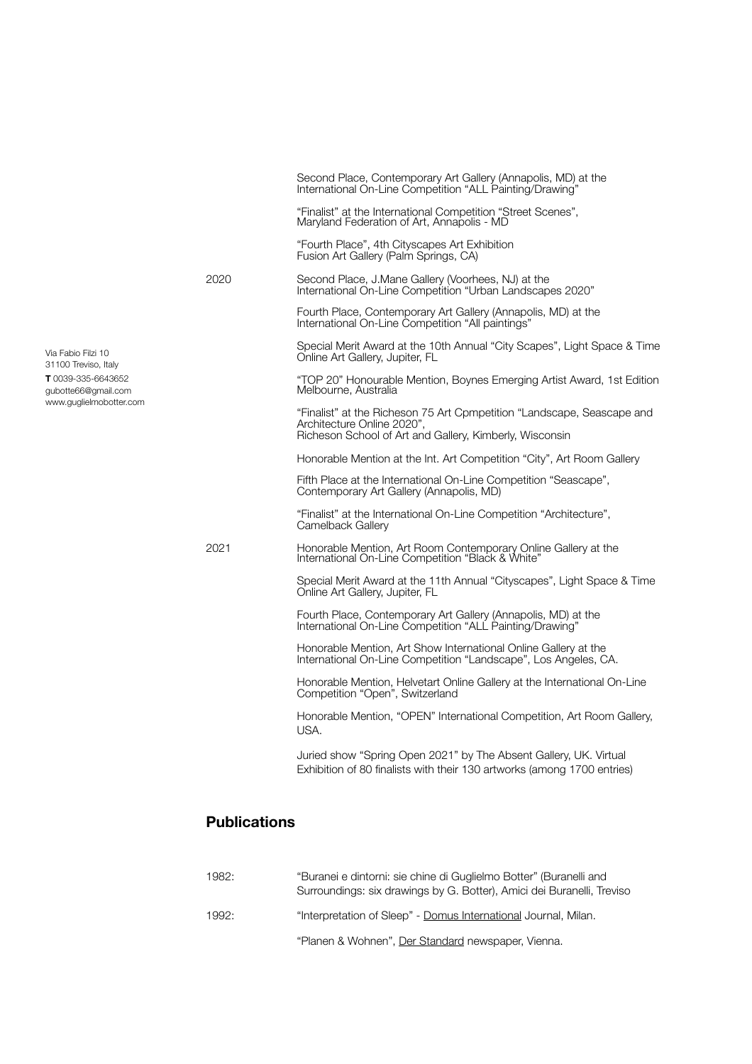Via Fabio Filzi 10
31100 Treviso, Italy
**T** 0039-335-6643652
gubotte66@gmail.com
www.guglielmobotter.com

Second Place, Contemporary Art Gallery (Annapolis, MD) at the International On-Line Competition "ALL Painting/Drawing"

"Finalist" at the International Competition "Street Scenes", Maryland Federation of Art, Annapolis - MD

"Fourth Place", 4th Cityscapes Art Exhibition Fusion Art Gallery (Palm Springs, CA)

2020

Second Place, J.Mane Gallery (Voorhees, NJ) at the International On-Line Competition "Urban Landscapes 2020"

Fourth Place, Contemporary Art Gallery (Annapolis, MD) at the International On-Line Competition "All paintings"

Special Merit Award at the 10th Annual "City Scapes", Light Space & Time Online Art Gallery, Jupiter, FL

"TOP 20" Honourable Mention, Boynes Emerging Artist Award, 1st Edition Melbourne, Australia

"Finalist" at the Richeson 75 Art Cpmpetition "Landscape, Seascape and Architecture Online 2020", Richeson School of Art and Gallery, Kimberly, Wisconsin

Honorable Mention at the Int. Art Competition "City", Art Room Gallery

Fifth Place at the International On-Line Competition "Seascape", Contemporary Art Gallery (Annapolis, MD)

"Finalist" at the International On-Line Competition "Architecture", Camelback Gallery

2021

Honorable Mention, Art Room Contemporary Online Gallery at the International On-Line Competition "Black & White"

Special Merit Award at the 11th Annual "Cityscapes", Light Space & Time Online Art Gallery, Jupiter, FL

Fourth Place, Contemporary Art Gallery (Annapolis, MD) at the International On-Line Competition "ALL Painting/Drawing"

Honorable Mention, Art Show International Online Gallery at the International On-Line Competition "Landscape", Los Angeles, CA.

Honorable Mention, Helvetart Online Gallery at the International On-Line Competition "Open", Switzerland

Honorable Mention, "OPEN" International Competition, Art Room Gallery, USA.

Juried show "Spring Open 2021" by The Absent Gallery, UK. Virtual Exhibition of 80 finalists with their 130 artworks (among 1700 entries)

## Publications

1982: "Buranei e dintorni: sie chine di Guglielmo Botter" (Buranelli and Surroundings: six drawings by G. Botter), Amici dei Buranelli, Treviso

1992: "Interpretation of Sleep" - Domus International Journal, Milan.

"Planen & Wohnen", Der Standard newspaper, Vienna.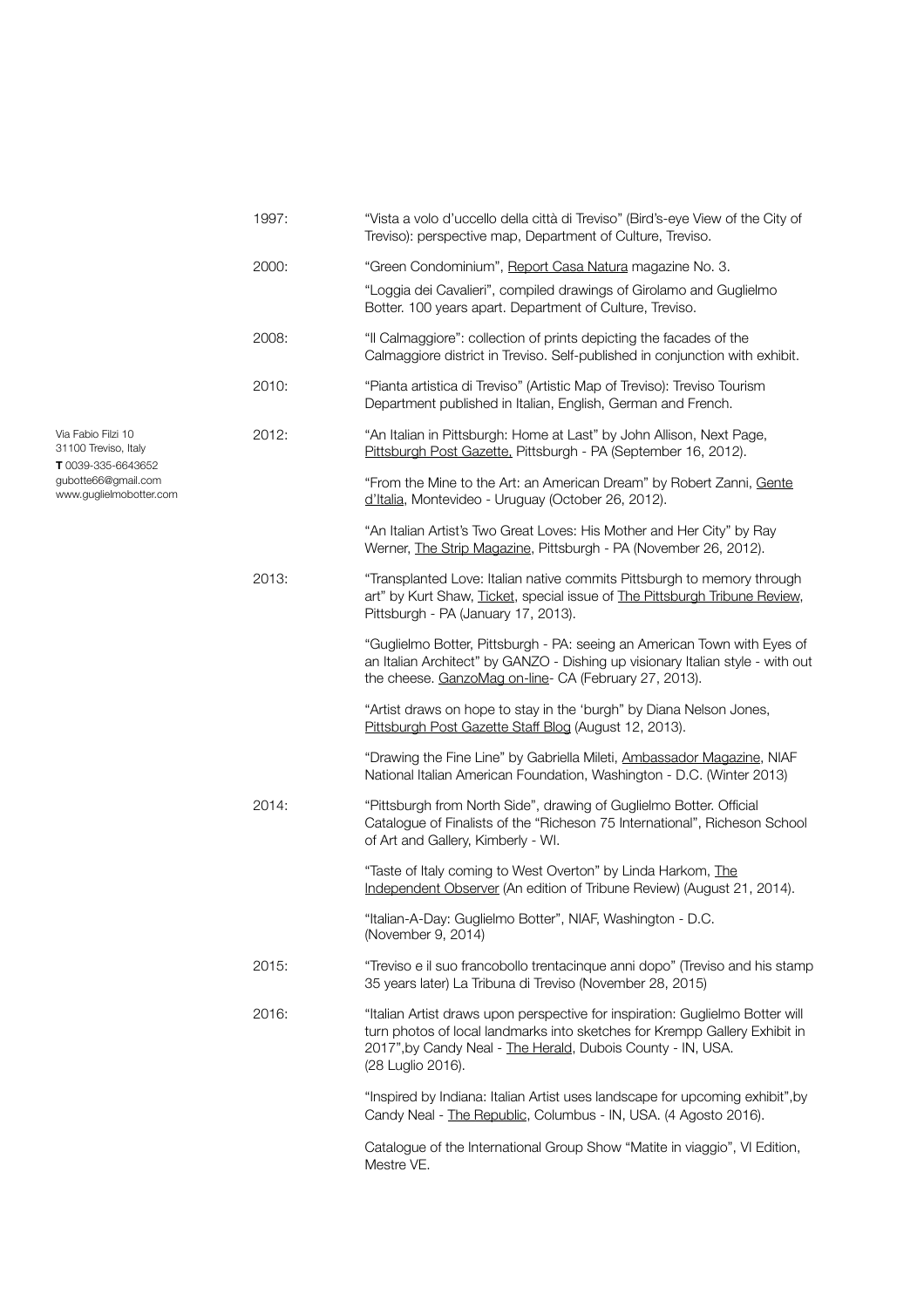Via Fabio Filzi 10
31100 Treviso, Italy
**T** 0039-335-6643652
gubotte66@gmail.com
www.guglielmobotter.com

1997: "Vista a volo d'uccello della città di Treviso" (Bird's-eye View of the City of Treviso): perspective map, Department of Culture, Treviso.

2000: "Green Condominium", Report Casa Natura magazine No. 3.

"Loggia dei Cavalieri", compiled drawings of Girolamo and Guglielmo Botter. 100 years apart. Department of Culture, Treviso.

2008: "Il Calmaggiore": collection of prints depicting the facades of the Calmaggiore district in Treviso. Self-published in conjunction with exhibit.

2010: "Pianta artistica di Treviso" (Artistic Map of Treviso): Treviso Tourism Department published in Italian, English, German and French.

2012: "An Italian in Pittsburgh: Home at Last" by John Allison, Next Page, Pittsburgh Post Gazette, Pittsburgh - PA (September 16, 2012).

"From the Mine to the Art: an American Dream" by Robert Zanni, Gente d'Italia, Montevideo - Uruguay (October 26, 2012).

"An Italian Artist's Two Great Loves: His Mother and Her City" by Ray Werner, The Strip Magazine, Pittsburgh - PA (November 26, 2012).

2013: "Transplanted Love: Italian native commits Pittsburgh to memory through art" by Kurt Shaw, Ticket, special issue of The Pittsburgh Tribune Review, Pittsburgh - PA (January 17, 2013).

"Guglielmo Botter, Pittsburgh - PA: seeing an American Town with Eyes of an Italian Architect" by GANZO - Dishing up visionary Italian style - with out the cheese. GanzoMag on-line- CA (February 27, 2013).

"Artist draws on hope to stay in the 'burgh" by Diana Nelson Jones, Pittsburgh Post Gazette Staff Blog (August 12, 2013).

"Drawing the Fine Line" by Gabriella Mileti, Ambassador Magazine, NIAF National Italian American Foundation, Washington - D.C. (Winter 2013)

2014: "Pittsburgh from North Side", drawing of Guglielmo Botter. Official Catalogue of Finalists of the "Richeson 75 International", Richeson School of Art and Gallery, Kimberly - WI.

"Taste of Italy coming to West Overton" by Linda Harkom, The Independent Observer (An edition of Tribune Review) (August 21, 2014).

"Italian-A-Day: Guglielmo Botter", NIAF, Washington - D.C. (November 9, 2014)

2015: "Treviso e il suo francobollo trentacinque anni dopo" (Treviso and his stamp 35 years later) La Tribuna di Treviso (November 28, 2015)

2016: "Italian Artist draws upon perspective for inspiration: Guglielmo Botter will turn photos of local landmarks into sketches for Krempp Gallery Exhibit in 2017",by Candy Neal - The Herald, Dubois County - IN, USA. (28 Luglio 2016).

"Inspired by Indiana: Italian Artist uses landscape for upcoming exhibit",by Candy Neal - The Republic, Columbus - IN, USA. (4 Agosto 2016).

Catalogue of the International Group Show "Matite in viaggio", VI Edition, Mestre VE.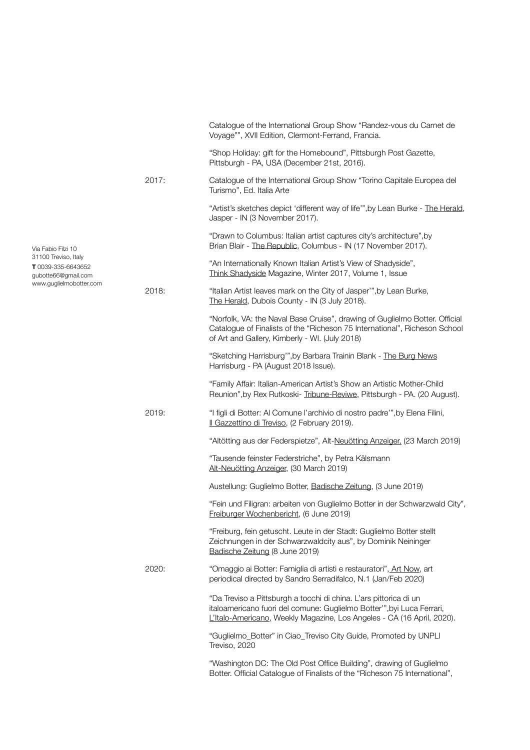Via Fabio Filzi 10
31100 Treviso, Italy
**T** 0039-335-6643652
gubotte66@gmail.com
www.guglielmobotter.com

Catalogue of the International Group Show “Randez-vous du Carnet de Voyage””, XVII Edition, Clermont-Ferrand, Francia.

“Shop Holiday: gift for the Homebound”, Pittsburgh Post Gazette, Pittsburgh - PA, USA (December 21st, 2016).

2017: Catalogue of the International Group Show “Torino Capitale Europea del Turismo”, Ed. Italia Arte

“Artist’s sketches depict ‘different way of life’”,by Lean Burke - The Herald, Jasper - IN (3 November 2017).

“Drawn to Columbus: Italian artist captures city’s architecture”,by Brian Blair - The Republic, Columbus - IN (17 November 2017).

“An Internationally Known Italian Artist’s View of Shadyside”, Think Shadyside Magazine, Winter 2017, Volume 1, Issue

2018: “Italian Artist leaves mark on the City of Jasper’”,by Lean Burke, The Herald, Dubois County - IN (3 July 2018).

“Norfolk, VA: the Naval Base Cruise”, drawing of Guglielmo Botter. Official Catalogue of Finalists of the “Richeson 75 International”, Richeson School of Art and Gallery, Kimberly - WI. (July 2018)

“Sketching Harrisburg’”,by Barbara Trainin Blank - The Burg News Harrisburg - PA (August 2018 Issue).

“Family Affair: Italian-American Artist’s Show an Artistic Mother-Child Reunion”,by Rex Rutkoski- Tribune-Reviwe, Pittsburgh - PA. (20 August).

2019: “I figli di Botter: Al Comune l’archivio di nostro padre’”,by Elena Filini, Il Gazzettino di Treviso, (2 February 2019).

“Altötting aus der Federspietze”, Alt-Neuötting Anzeiger, (23 March 2019)

“Tausende feinster Federstriche”, by Petra Kälsmann Alt-Neuötting Anzeiger, (30 March 2019)

Austellung: Guglielmo Botter, Badische Zeitung, (3 June 2019)

“Fein und Filigran: arbeiten von Guglielmo Botter in der Schwarzwald City”, Freiburger Wochenbericht, (6 June 2019)

“Freiburg, fein getuscht. Leute in der Stadt: Guglielmo Botter stellt Zeichnungen in der Schwarzwaldcity aus”, by Dominik Neininger Badische Zeitung (8 June 2019)

2020: “Omaggio ai Botter: Famiglia di artisti e restauratori”, Art Now, art periodical directed by Sandro Serradifalco, N.1 (Jan/Feb 2020)

“Da Treviso a Pittsburgh a tocchi di china. L’ars pittorica di un italoamericano fuori del comune: Guglielmo Botter’”,byi Luca Ferrari, L’Italo-Americano, Weekly Magazine, Los Angeles - CA (16 April, 2020).

“Guglielmo_Botter” in Ciao_Treviso City Guide, Promoted by UNPLI Treviso, 2020

“Washington DC: The Old Post Office Building”, drawing of Guglielmo Botter. Official Catalogue of Finalists of the “Richeson 75 International”,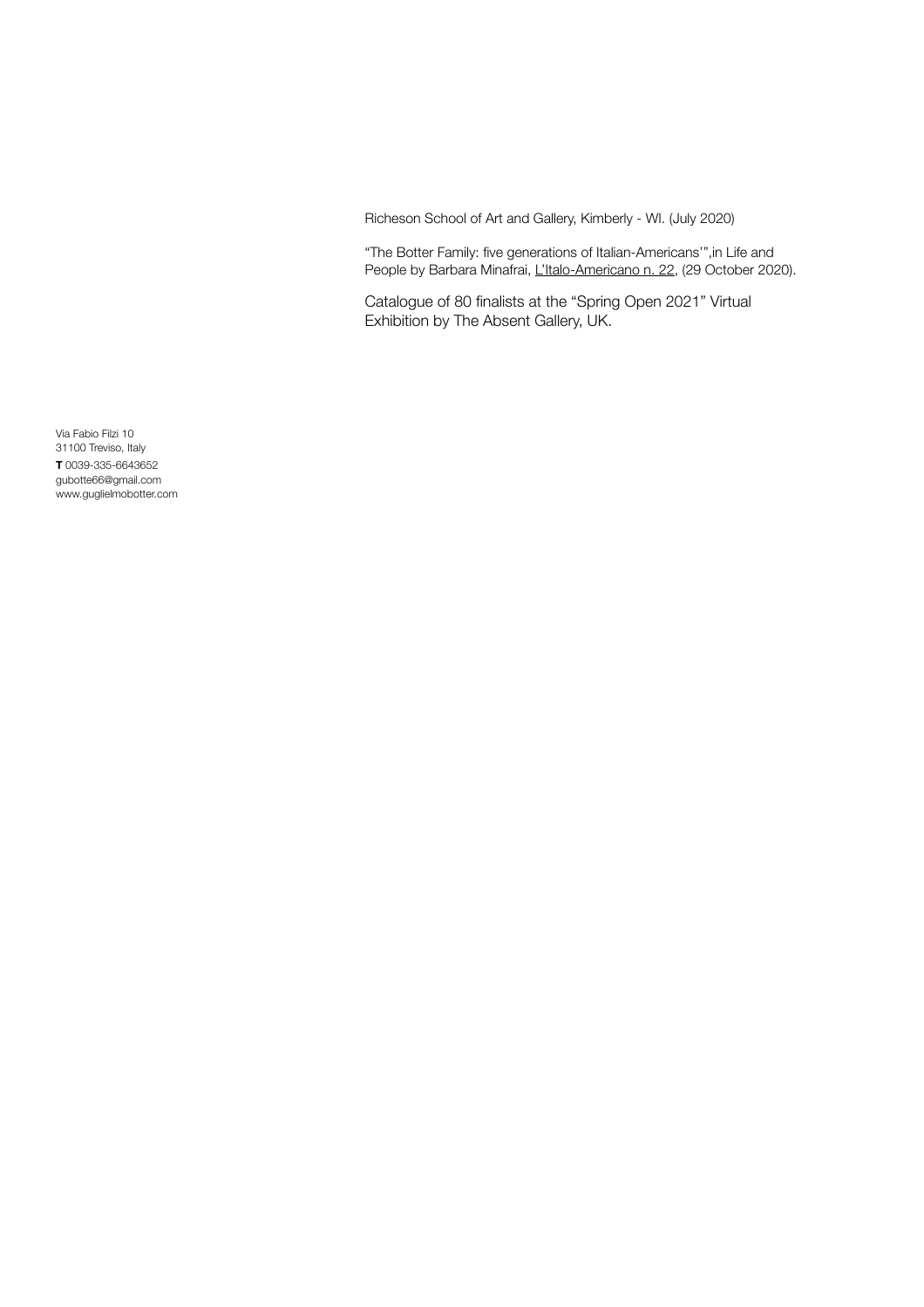Richeson School of Art and Gallery, Kimberly - WI. (July 2020)

"The Botter Family: five generations of Italian-Americans'",in Life and People by Barbara Minafrai, L'Italo-Americano n. 22, (29 October 2020).

Catalogue of 80 finalists at the "Spring Open 2021" Virtual Exhibition by The Absent Gallery, UK.

Via Fabio Filzi 10
31100 Treviso, Italy
**T** 0039-335-6643652
gubotte66@gmail.com
www.guglielmobotter.com